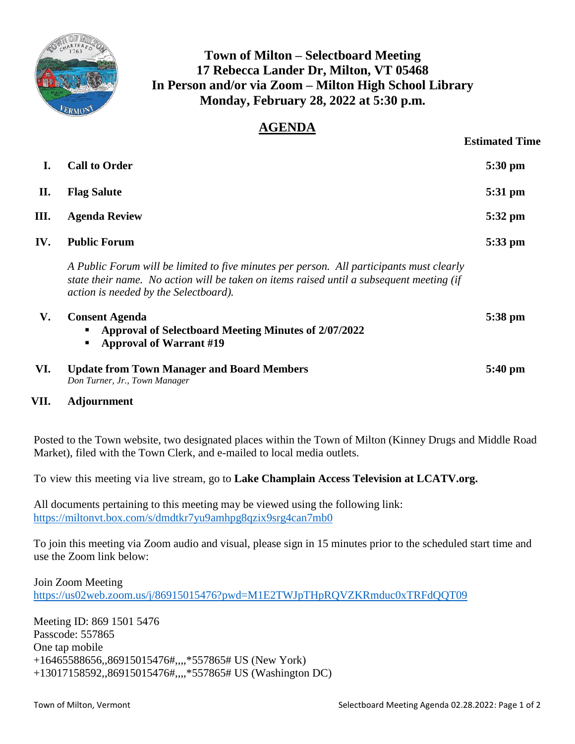# Town of Milton – Selectboard Meeting
## 17 Rebecca Lander Dr, Milton, VT 05468
## In Person and/or via Zoom – Milton High School Library
## Monday, February 28, 2022 at 5:30 p.m.

## AGENDA

| | | Estimated Time |
|---|---|---|
| **I.** | **Call to Order** | **5:30 pm** |
| **II.** | **Flag Salute** | **5:31 pm** |
| **III.** | **Agenda Review** | **5:32 pm** |
| **IV.** | **Public Forum**<br>*A Public Forum will be limited to five minutes per person. All participants must clearly state their name. No action will be taken on items raised until a subsequent meeting (if action is needed by the Selectboard).* | **5:33 pm** |
| **V.** | **Consent Agenda**<br>▪ **Approval of Selectboard Meeting Minutes of 2/07/2022**<br>▪ **Approval of Warrant #19** | **5:38 pm** |
| **VI.** | **Update from Town Manager and Board Members**<br>*Don Turner, Jr., Town Manager* | **5:40 pm** |
| **VII.** | **Adjournment** | |

Posted to the Town website, two designated places within the Town of Milton (Kinney Drugs and Middle Road Market), filed with the Town Clerk, and e-mailed to local media outlets.

To view this meeting via live stream, go to **Lake Champlain Access Television at LCATV.org.**

All documents pertaining to this meeting may be viewed using the following link:
https://miltonvt.box.com/s/dmdtkr7yu9amhpg8qzix9srg4can7mb0

To join this meeting via Zoom audio and visual, please sign in 15 minutes prior to the scheduled start time and use the Zoom link below:

Join Zoom Meeting
https://us02web.zoom.us/j/86915015476?pwd=M1E2TWJpTHpRQVZKRmduc0xTRFdQQT09

Meeting ID: 869 1501 5476
Passcode: 557865
One tap mobile
+16465588656,,86915015476#,,,,*557865# US (New York)
+13017158592,,86915015476#,,,,*557865# US (Washington DC)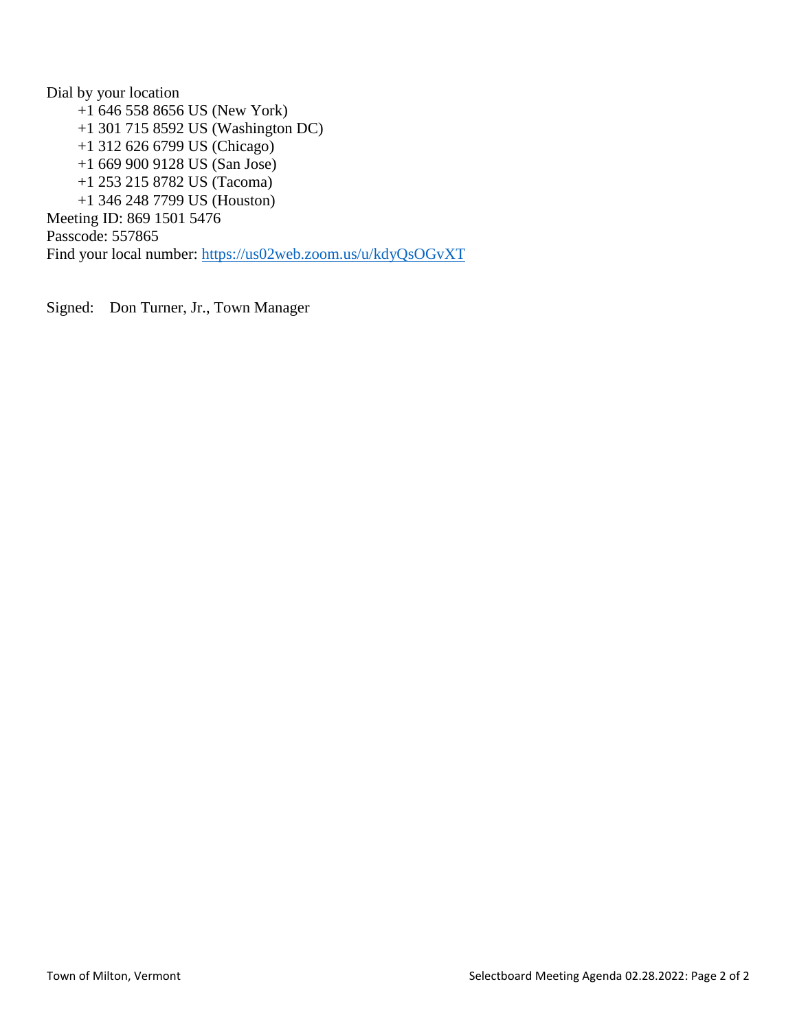Dial by your location

- +1 646 558 8656 US (New York)
- +1 301 715 8592 US (Washington DC)
- +1 312 626 6799 US (Chicago)
- +1 669 900 9128 US (San Jose)
- +1 253 215 8782 US (Tacoma)
- +1 346 248 7799 US (Houston)

Meeting ID: 869 1501 5476
Passcode: 557865
Find your local number: https://us02web.zoom.us/u/kdyQsOGvXT

Signed: Don Turner, Jr., Town Manager